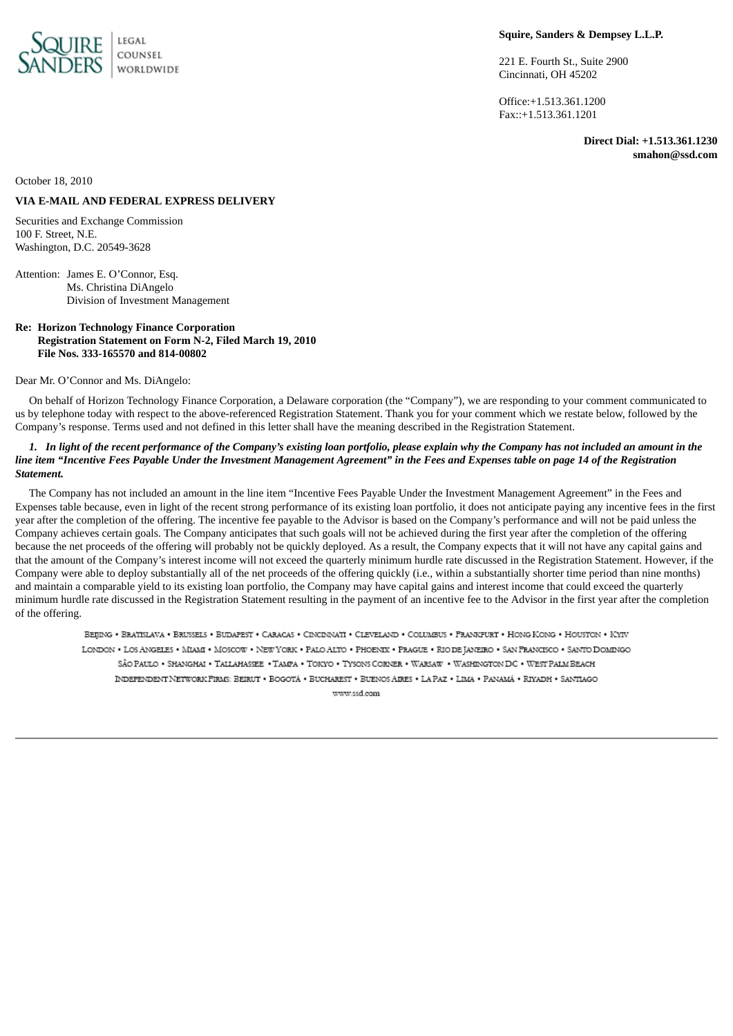SQUIRE SANDERS | LEGAL COUNSEL WORLDWIDE

**Squire, Sanders & Dempsey L.L.P.**

221 E. Fourth St., Suite 2900
Cincinnati, OH 45202

Office:+1.513.361.1200
Fax::+1.513.361.1201

**Direct Dial: +1.513.361.1230**
**smahon@ssd.com**

October 18, 2010

**VIA E-MAIL AND FEDERAL EXPRESS DELIVERY**

Securities and Exchange Commission
100 F. Street, N.E.
Washington, D.C. 20549-3628

Attention: James E. O'Connor, Esq.
Ms. Christina DiAngelo
Division of Investment Management

**Re: Horizon Technology Finance Corporation**
**Registration Statement on Form N-2, Filed March 19, 2010**
**File Nos. 333-165570 and 814-00802**

Dear Mr. O'Connor and Ms. DiAngelo:

On behalf of Horizon Technology Finance Corporation, a Delaware corporation (the "Company"), we are responding to your comment communicated to us by telephone today with respect to the above-referenced Registration Statement. Thank you for your comment which we restate below, followed by the Company's response. Terms used and not defined in this letter shall have the meaning described in the Registration Statement.

***1. In light of the recent performance of the Company's existing loan portfolio, please explain why the Company has not included an amount in the line item "Incentive Fees Payable Under the Investment Management Agreement" in the Fees and Expenses table on page 14 of the Registration Statement.***

The Company has not included an amount in the line item "Incentive Fees Payable Under the Investment Management Agreement" in the Fees and Expenses table because, even in light of the recent strong performance of its existing loan portfolio, it does not anticipate paying any incentive fees in the first year after the completion of the offering. The incentive fee payable to the Advisor is based on the Company's performance and will not be paid unless the Company achieves certain goals. The Company anticipates that such goals will not be achieved during the first year after the completion of the offering because the net proceeds of the offering will probably not be quickly deployed. As a result, the Company expects that it will not have any capital gains and that the amount of the Company's interest income will not exceed the quarterly minimum hurdle rate discussed in the Registration Statement. However, if the Company were able to deploy substantially all of the net proceeds of the offering quickly (i.e., within a substantially shorter time period than nine months) and maintain a comparable yield to its existing loan portfolio, the Company may have capital gains and interest income that could exceed the quarterly minimum hurdle rate discussed in the Registration Statement resulting in the payment of an incentive fee to the Advisor in the first year after the completion of the offering.

BEIJING • BRATISLAVA • BRUSSELS • BUDAPEST • CARACAS • CINCINNATI • CLEVELAND • COLUMBUS • FRANKFURT • HONG KONG • HOUSTON • KYIV
LONDON • LOS ANGELES • MIAMI • MOSCOW • NEW YORK • PALO ALTO • PHOENIX • PRAGUE • RIO DE JANEIRO • SAN FRANCISCO • SANTO DOMINGO
SÃO PAULO • SHANGHAI • TALLAHASSEE • TAMPA • TOKYO • TYSONS CORNER • WARSAW • WASHINGTON DC • WEST PALM BEACH
INDEPENDENT NETWORK FIRMS: BEIRUT • BOGOTÁ • BUCHAREST • BUENOS AIRES • LA PAZ • LIMA • PANAMÁ • RIYADH • SANTIAGO
www.ssd.com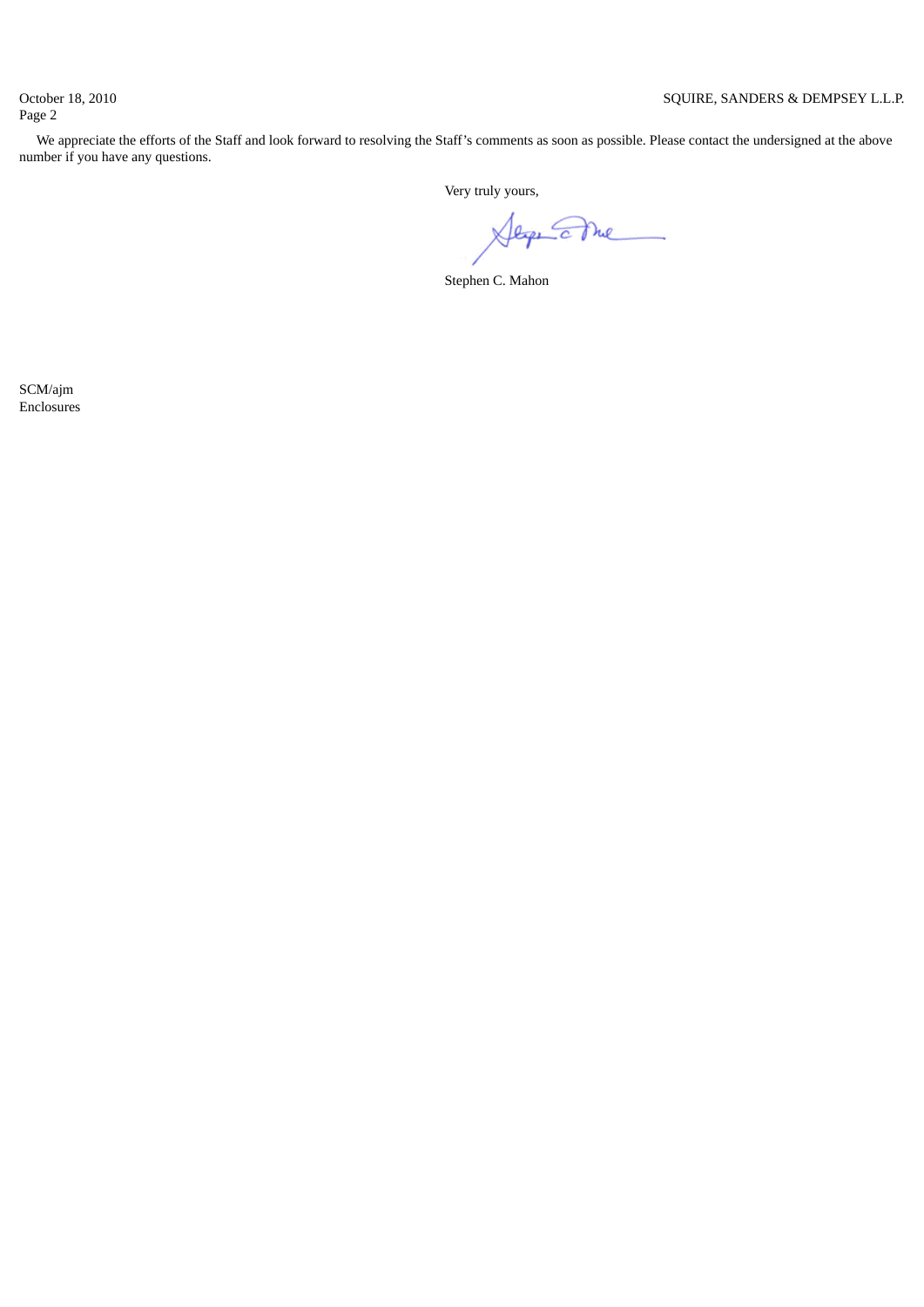We appreciate the efforts of the Staff and look forward to resolving the Staff's comments as soon as possible. Please contact the undersigned at the above number if you have any questions.

Very truly yours,

Stephen C. Mahon

SCM/ajm
Enclosures